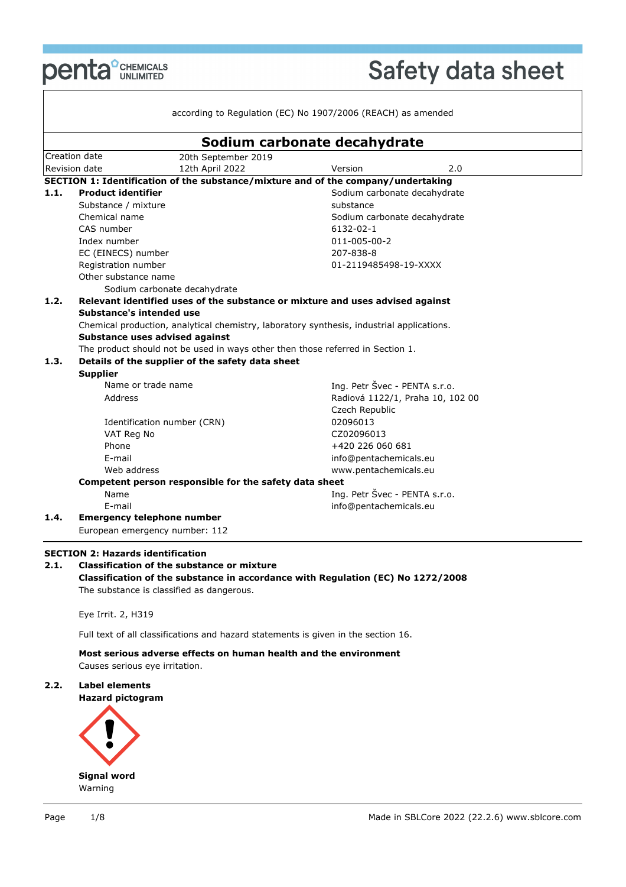# Safety data sheet

according to Regulation (EC) No 1907/2006 (REACH) as amended

## Sodium carbonate decahydrate

| | | | |
|---|---|---|---|
| Creation date | 20th September 2019 | | |
| Revision date | 12th April 2022 | Version | 2.0 |

## SECTION 1: Identification of the substance/mixture and of the company/undertaking

### 1.1. Product identifier

| | |
|---|---|
| **Product identifier** | Sodium carbonate decahydrate |
| Substance / mixture | substance |
| Chemical name | Sodium carbonate decahydrate |
| CAS number | 6132-02-1 |
| Index number | 011-005-00-2 |
| EC (EINECS) number | 207-838-8 |
| Registration number | 01-2119485498-19-XXXX |

Other substance name

Sodium carbonate decahydrate

### 1.2. Relevant identified uses of the substance or mixture and uses advised against

**Substance's intended use**

Chemical production, analytical chemistry, laboratory synthesis, industrial applications.

**Substance uses advised against**

The product should not be used in ways other then those referred in Section 1.

### 1.3. Details of the supplier of the safety data sheet

**Supplier**

| | |
|---|---|
| Name or trade name | Ing. Petr Švec - PENTA s.r.o. |
| Address | Radiová 1122/1, Praha 10, 102 00 Czech Republic |
| Identification number (CRN) | 02096013 |
| VAT Reg No | CZ02096013 |
| Phone | +420 226 060 681 |
| E-mail | info@pentachemicals.eu |
| Web address | www.pentachemicals.eu |

**Competent person responsible for the safety data sheet**

| | |
|---|---|
| Name | Ing. Petr Švec - PENTA s.r.o. |
| E-mail | info@pentachemicals.eu |

### 1.4. Emergency telephone number

European emergency number: 112

## SECTION 2: Hazards identification

### 2.1. Classification of the substance or mixture

**Classification of the substance in accordance with Regulation (EC) No 1272/2008**

The substance is classified as dangerous.

Eye Irrit. 2, H319

Full text of all classifications and hazard statements is given in the section 16.

**Most serious adverse effects on human health and the environment**

Causes serious eye irritation.

### 2.2. Label elements

**Hazard pictogram**

**Signal word**

Warning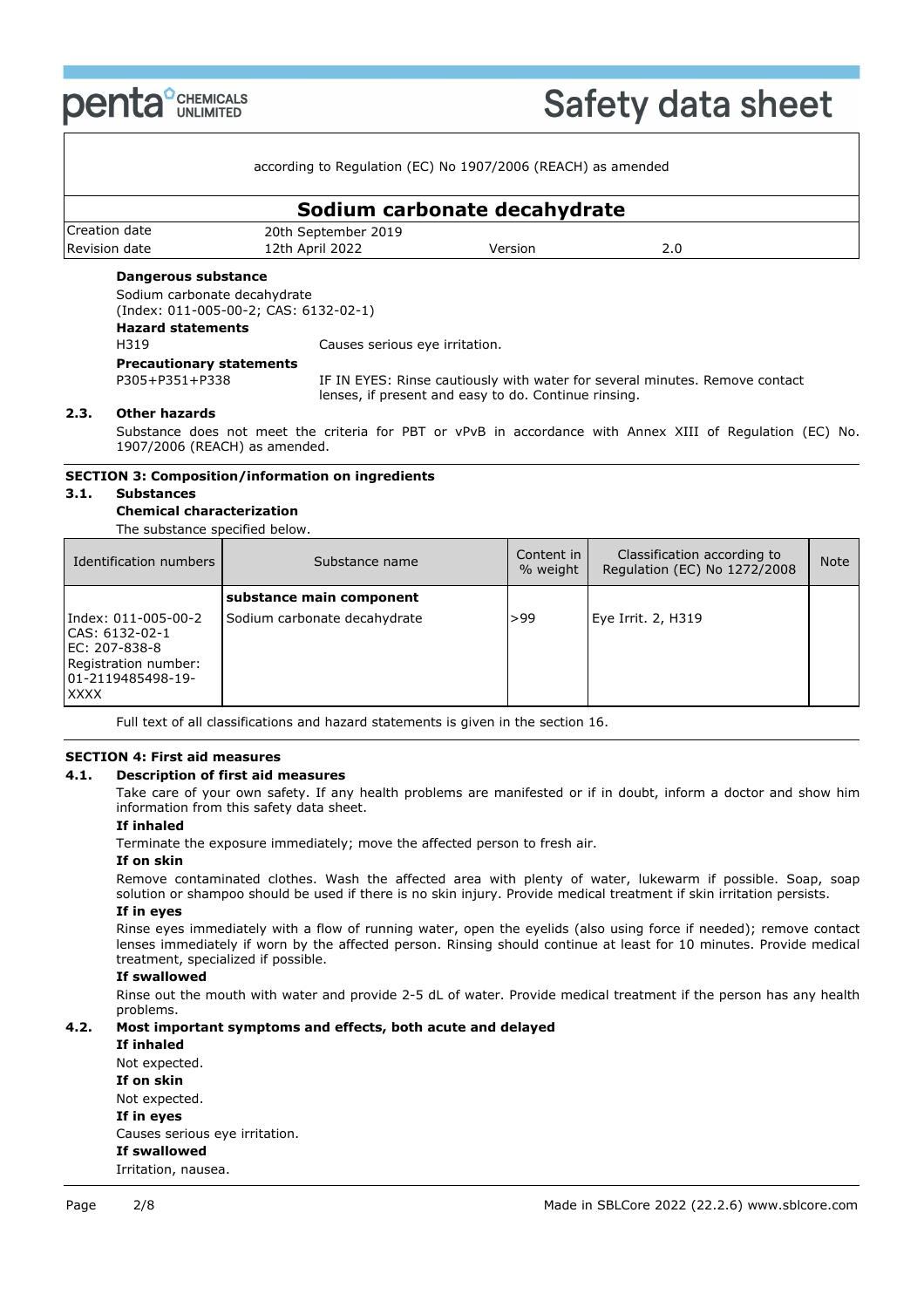according to Regulation (EC) No 1907/2006 (REACH) as amended

# Sodium carbonate decahydrate

| Creation date | 20th September 2019 | | |
|---|---|---|---|
| Revision date | 12th April 2022 | Version | 2.0 |

**Dangerous substance**

Sodium carbonate decahydrate
(Index: 011-005-00-2; CAS: 6132-02-1)

**Hazard statements**

H319 Causes serious eye irritation.

**Precautionary statements**

P305+P351+P338 IF IN EYES: Rinse cautiously with water for several minutes. Remove contact lenses, if present and easy to do. Continue rinsing.

### 2.3. Other hazards

Substance does not meet the criteria for PBT or vPvB in accordance with Annex XIII of Regulation (EC) No. 1907/2006 (REACH) as amended.

## SECTION 3: Composition/information on ingredients

### 3.1. Substances

**Chemical characterization**

The substance specified below.

| Identification numbers | Substance name | Content in % weight | Classification according to Regulation (EC) No 1272/2008 | Note |
|---|---|---|---|---|
| | **substance main component** | | | |
| Index: 011-005-00-2<br>CAS: 6132-02-1<br>EC: 207-838-8<br>Registration number: 01-2119485498-19-XXXX | Sodium carbonate decahydrate | >99 | Eye Irrit. 2, H319 | |

Full text of all classifications and hazard statements is given in the section 16.

## SECTION 4: First aid measures

### 4.1. Description of first aid measures

Take care of your own safety. If any health problems are manifested or if in doubt, inform a doctor and show him information from this safety data sheet.

**If inhaled**

Terminate the exposure immediately; move the affected person to fresh air.

**If on skin**

Remove contaminated clothes. Wash the affected area with plenty of water, lukewarm if possible. Soap, soap solution or shampoo should be used if there is no skin injury. Provide medical treatment if skin irritation persists.

**If in eyes**

Rinse eyes immediately with a flow of running water, open the eyelids (also using force if needed); remove contact lenses immediately if worn by the affected person. Rinsing should continue at least for 10 minutes. Provide medical treatment, specialized if possible.

**If swallowed**

Rinse out the mouth with water and provide 2-5 dL of water. Provide medical treatment if the person has any health problems.

### 4.2. Most important symptoms and effects, both acute and delayed

**If inhaled**

Not expected.

**If on skin**

Not expected.

**If in eyes**

Causes serious eye irritation.

**If swallowed**

Irritation, nausea.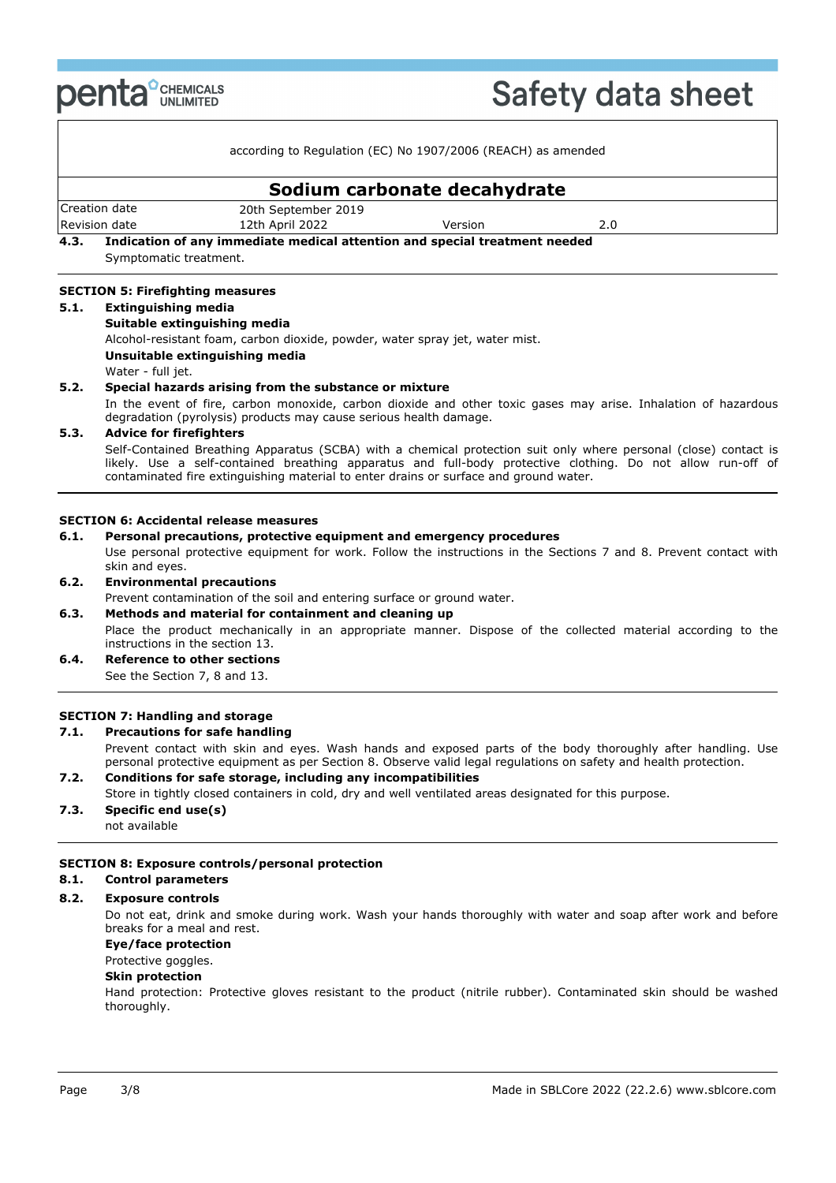**4.3. Indication of any immediate medical attention and special treatment needed**

Symptomatic treatment.

## SECTION 5: Firefighting measures

**5.1. Extinguishing media**

**Suitable extinguishing media**

Alcohol-resistant foam, carbon dioxide, powder, water spray jet, water mist.

**Unsuitable extinguishing media**

Water - full jet.

**5.2. Special hazards arising from the substance or mixture**

In the event of fire, carbon monoxide, carbon dioxide and other toxic gases may arise. Inhalation of hazardous degradation (pyrolysis) products may cause serious health damage.

**5.3. Advice for firefighters**

Self-Contained Breathing Apparatus (SCBA) with a chemical protection suit only where personal (close) contact is likely. Use a self-contained breathing apparatus and full-body protective clothing. Do not allow run-off of contaminated fire extinguishing material to enter drains or surface and ground water.

## SECTION 6: Accidental release measures

**6.1. Personal precautions, protective equipment and emergency procedures**

Use personal protective equipment for work. Follow the instructions in the Sections 7 and 8. Prevent contact with skin and eyes.

**6.2. Environmental precautions**

Prevent contamination of the soil and entering surface or ground water.

**6.3. Methods and material for containment and cleaning up**

Place the product mechanically in an appropriate manner. Dispose of the collected material according to the instructions in the section 13.

**6.4. Reference to other sections**

See the Section 7, 8 and 13.

## SECTION 7: Handling and storage

**7.1. Precautions for safe handling**

Prevent contact with skin and eyes. Wash hands and exposed parts of the body thoroughly after handling. Use personal protective equipment as per Section 8. Observe valid legal regulations on safety and health protection.

**7.2. Conditions for safe storage, including any incompatibilities**

Store in tightly closed containers in cold, dry and well ventilated areas designated for this purpose.

**7.3. Specific end use(s)**

not available

## SECTION 8: Exposure controls/personal protection

**8.1. Control parameters**

**8.2. Exposure controls**

Do not eat, drink and smoke during work. Wash your hands thoroughly with water and soap after work and before breaks for a meal and rest.

**Eye/face protection**

Protective goggles.

**Skin protection**

Hand protection: Protective gloves resistant to the product (nitrile rubber). Contaminated skin should be washed thoroughly.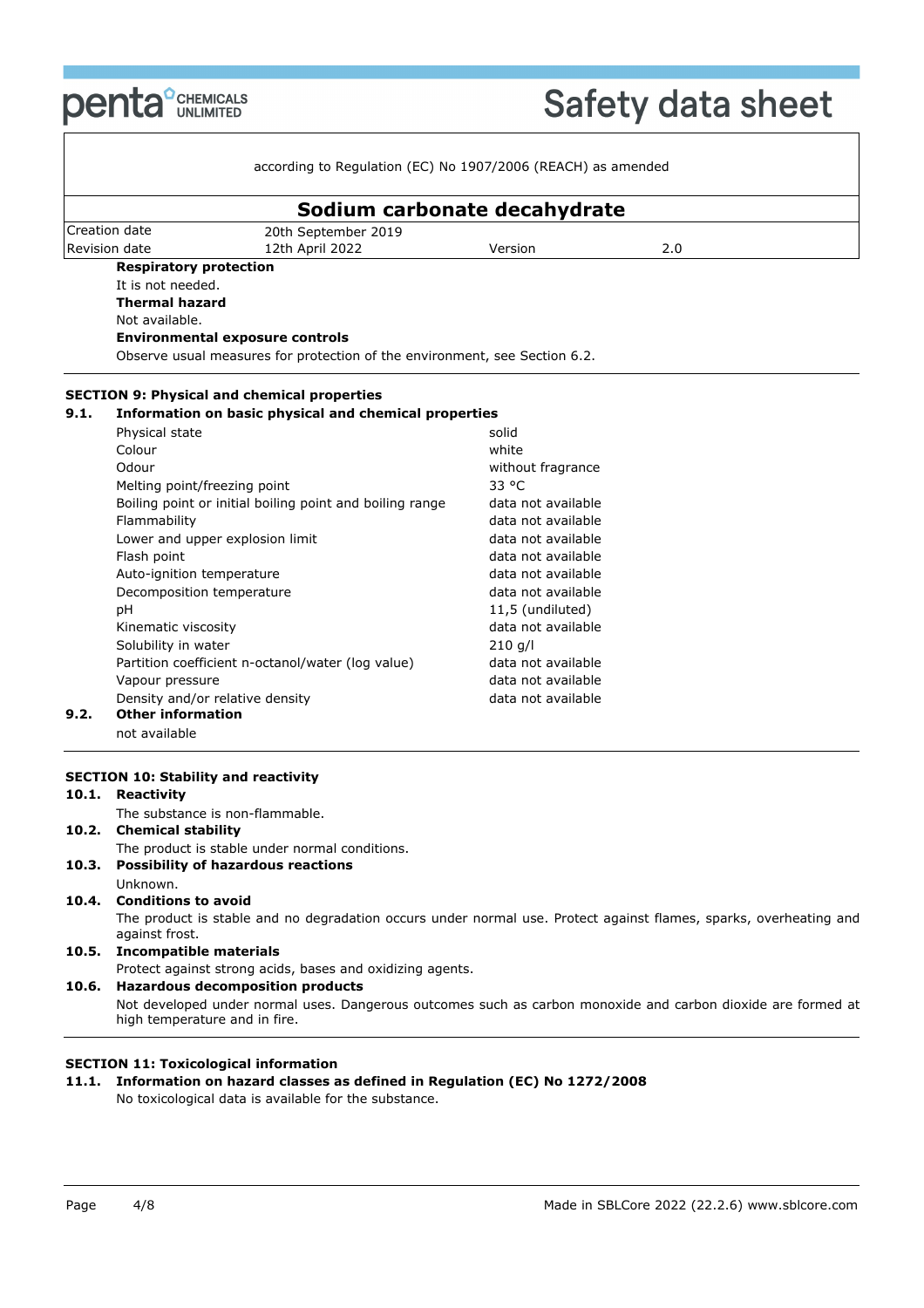**Respiratory protection**

It is not needed.

**Thermal hazard**

Not available.

**Environmental exposure controls**

Observe usual measures for protection of the environment, see Section 6.2.

## SECTION 9: Physical and chemical properties

### 9.1. Information on basic physical and chemical properties

| Property | Value |
|---|---|
| Physical state | solid |
| Colour | white |
| Odour | without fragrance |
| Melting point/freezing point | 33 °C |
| Boiling point or initial boiling point and boiling range | data not available |
| Flammability | data not available |
| Lower and upper explosion limit | data not available |
| Flash point | data not available |
| Auto-ignition temperature | data not available |
| Decomposition temperature | data not available |
| pH | 11,5 (undiluted) |
| Kinematic viscosity | data not available |
| Solubility in water | 210 g/l |
| Partition coefficient n-octanol/water (log value) | data not available |
| Vapour pressure | data not available |
| Density and/or relative density | data not available |

### 9.2. Other information

not available

## SECTION 10: Stability and reactivity

### 10.1. Reactivity

The substance is non-flammable.

### 10.2. Chemical stability

The product is stable under normal conditions.

### 10.3. Possibility of hazardous reactions

Unknown.

### 10.4. Conditions to avoid

The product is stable and no degradation occurs under normal use. Protect against flames, sparks, overheating and against frost.

### 10.5. Incompatible materials

Protect against strong acids, bases and oxidizing agents.

### 10.6. Hazardous decomposition products

Not developed under normal uses. Dangerous outcomes such as carbon monoxide and carbon dioxide are formed at high temperature and in fire.

## SECTION 11: Toxicological information

### 11.1. Information on hazard classes as defined in Regulation (EC) No 1272/2008

No toxicological data is available for the substance.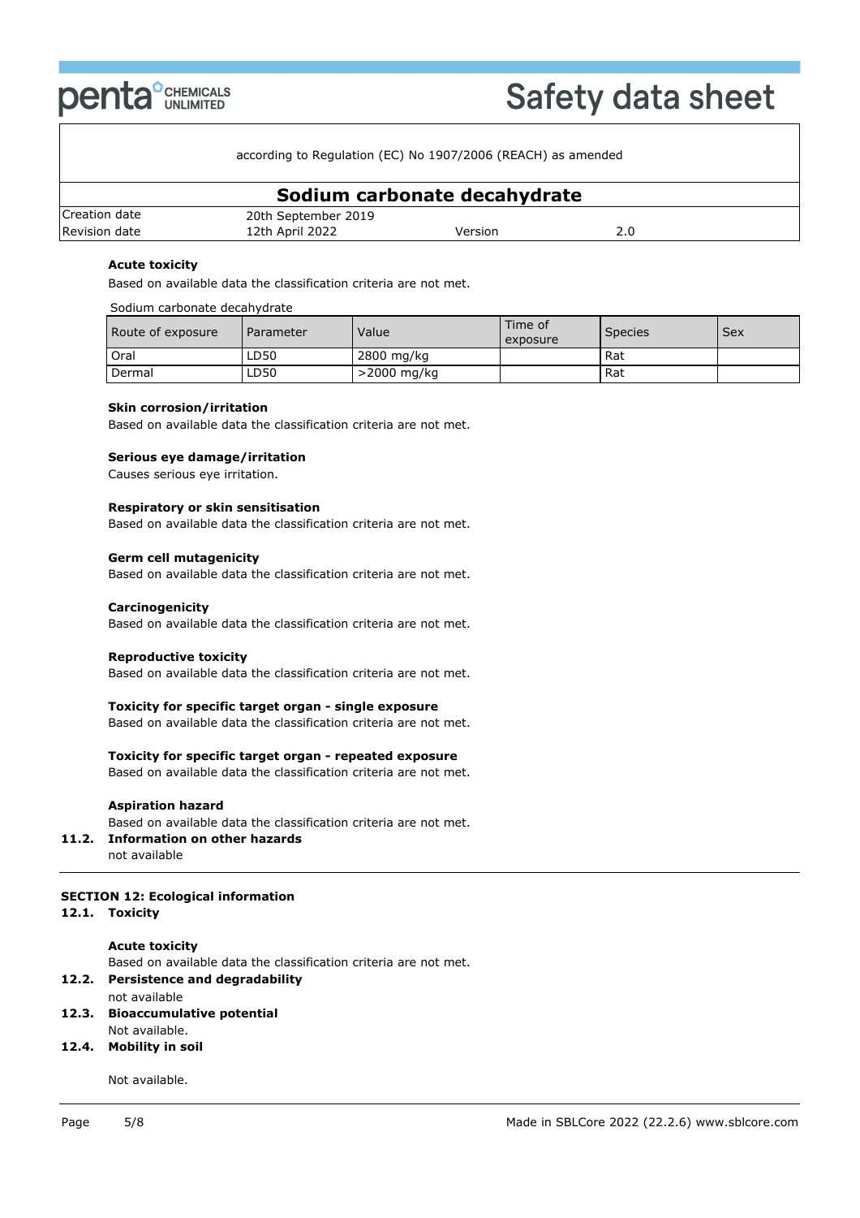**Acute toxicity**

Based on available data the classification criteria are not met.

Sodium carbonate decahydrate

| Route of exposure | Parameter | Value | Time of exposure | Species | Sex |
|---|---|---|---|---|---|
| Oral | LD50 | 2800 mg/kg | | Rat | |
| Dermal | LD50 | >2000 mg/kg | | Rat | |

**Skin corrosion/irritation**

Based on available data the classification criteria are not met.

**Serious eye damage/irritation**

Causes serious eye irritation.

**Respiratory or skin sensitisation**

Based on available data the classification criteria are not met.

**Germ cell mutagenicity**

Based on available data the classification criteria are not met.

**Carcinogenicity**

Based on available data the classification criteria are not met.

**Reproductive toxicity**

Based on available data the classification criteria are not met.

**Toxicity for specific target organ - single exposure**

Based on available data the classification criteria are not met.

**Toxicity for specific target organ - repeated exposure**

Based on available data the classification criteria are not met.

**Aspiration hazard**

Based on available data the classification criteria are not met.

### 11.2. Information on other hazards

not available

## SECTION 12: Ecological information

### 12.1. Toxicity

**Acute toxicity**

Based on available data the classification criteria are not met.

### 12.2. Persistence and degradability

not available

### 12.3. Bioaccumulative potential

Not available.

### 12.4. Mobility in soil

Not available.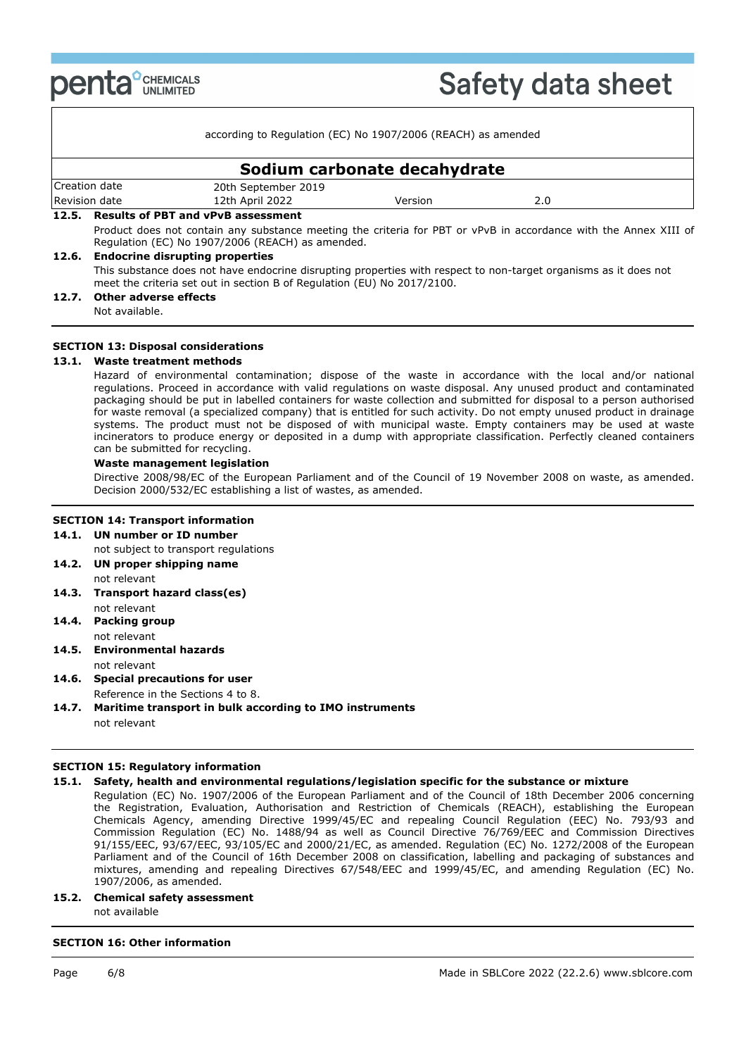### 12.5. Results of PBT and vPvB assessment

Product does not contain any substance meeting the criteria for PBT or vPvB in accordance with the Annex XIII of Regulation (EC) No 1907/2006 (REACH) as amended.

### 12.6. Endocrine disrupting properties

This substance does not have endocrine disrupting properties with respect to non-target organisms as it does not meet the criteria set out in section B of Regulation (EU) No 2017/2100.

### 12.7. Other adverse effects

Not available.

## SECTION 13: Disposal considerations

### 13.1. Waste treatment methods

Hazard of environmental contamination; dispose of the waste in accordance with the local and/or national regulations. Proceed in accordance with valid regulations on waste disposal. Any unused product and contaminated packaging should be put in labelled containers for waste collection and submitted for disposal to a person authorised for waste removal (a specialized company) that is entitled for such activity. Do not empty unused product in drainage systems. The product must not be disposed of with municipal waste. Empty containers may be used at waste incinerators to produce energy or deposited in a dump with appropriate classification. Perfectly cleaned containers can be submitted for recycling.

**Waste management legislation**

Directive 2008/98/EC of the European Parliament and of the Council of 19 November 2008 on waste, as amended. Decision 2000/532/EC establishing a list of wastes, as amended.

## SECTION 14: Transport information

### 14.1. UN number or ID number

not subject to transport regulations

### 14.2. UN proper shipping name

not relevant

### 14.3. Transport hazard class(es)

not relevant

### 14.4. Packing group

not relevant

### 14.5. Environmental hazards

not relevant

### 14.6. Special precautions for user

Reference in the Sections 4 to 8.

### 14.7. Maritime transport in bulk according to IMO instruments

not relevant

## SECTION 15: Regulatory information

### 15.1. Safety, health and environmental regulations/legislation specific for the substance or mixture

Regulation (EC) No. 1907/2006 of the European Parliament and of the Council of 18th December 2006 concerning the Registration, Evaluation, Authorisation and Restriction of Chemicals (REACH), establishing the European Chemicals Agency, amending Directive 1999/45/EC and repealing Council Regulation (EEC) No. 793/93 and Commission Regulation (EC) No. 1488/94 as well as Council Directive 76/769/EEC and Commission Directives 91/155/EEC, 93/67/EEC, 93/105/EC and 2000/21/EC, as amended. Regulation (EC) No. 1272/2008 of the European Parliament and of the Council of 16th December 2008 on classification, labelling and packaging of substances and mixtures, amending and repealing Directives 67/548/EEC and 1999/45/EC, and amending Regulation (EC) No. 1907/2006, as amended.

### 15.2. Chemical safety assessment

not available

## SECTION 16: Other information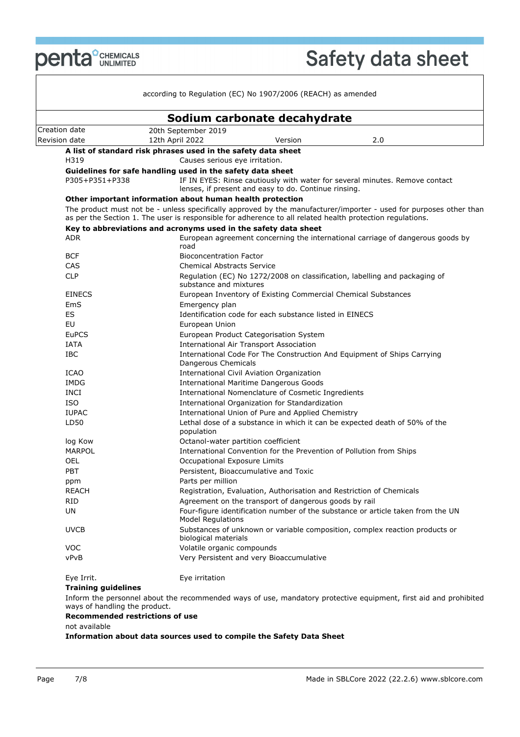according to Regulation (EC) No 1907/2006 (REACH) as amended

# Sodium carbonate decahydrate

| Creation date | 20th September 2019 | | |
|---|---|---|---|
| Revision date | 12th April 2022 | Version | 2.0 |

**A list of standard risk phrases used in the safety data sheet**

| | |
|---|---|
| H319 | Causes serious eye irritation. |

**Guidelines for safe handling used in the safety data sheet**

| | |
|---|---|
| P305+P351+P338 | IF IN EYES: Rinse cautiously with water for several minutes. Remove contact lenses, if present and easy to do. Continue rinsing. |

**Other important information about human health protection**

The product must not be - unless specifically approved by the manufacturer/importer - used for purposes other than as per the Section 1. The user is responsible for adherence to all related health protection regulations.

**Key to abbreviations and acronyms used in the safety data sheet**

| | |
|---|---|
| ADR | European agreement concerning the international carriage of dangerous goods by road |
| BCF | Bioconcentration Factor |
| CAS | Chemical Abstracts Service |
| CLP | Regulation (EC) No 1272/2008 on classification, labelling and packaging of substance and mixtures |
| EINECS | European Inventory of Existing Commercial Chemical Substances |
| EmS | Emergency plan |
| ES | Identification code for each substance listed in EINECS |
| EU | European Union |
| EuPCS | European Product Categorisation System |
| IATA | International Air Transport Association |
| IBC | International Code For The Construction And Equipment of Ships Carrying Dangerous Chemicals |
| ICAO | International Civil Aviation Organization |
| IMDG | International Maritime Dangerous Goods |
| INCI | International Nomenclature of Cosmetic Ingredients |
| ISO | International Organization for Standardization |
| IUPAC | International Union of Pure and Applied Chemistry |
| LD50 | Lethal dose of a substance in which it can be expected death of 50% of the population |
| log Kow | Octanol-water partition coefficient |
| MARPOL | International Convention for the Prevention of Pollution from Ships |
| OEL | Occupational Exposure Limits |
| PBT | Persistent, Bioaccumulative and Toxic |
| ppm | Parts per million |
| REACH | Registration, Evaluation, Authorisation and Restriction of Chemicals |
| RID | Agreement on the transport of dangerous goods by rail |
| UN | Four-figure identification number of the substance or article taken from the UN Model Regulations |
| UVCB | Substances of unknown or variable composition, complex reaction products or biological materials |
| VOC | Volatile organic compounds |
| vPvB | Very Persistent and very Bioaccumulative |
| | |
| Eye Irrit. | Eye irritation |

**Training guidelines**

Inform the personnel about the recommended ways of use, mandatory protective equipment, first aid and prohibited ways of handling the product.

**Recommended restrictions of use**

not available

**Information about data sources used to compile the Safety Data Sheet**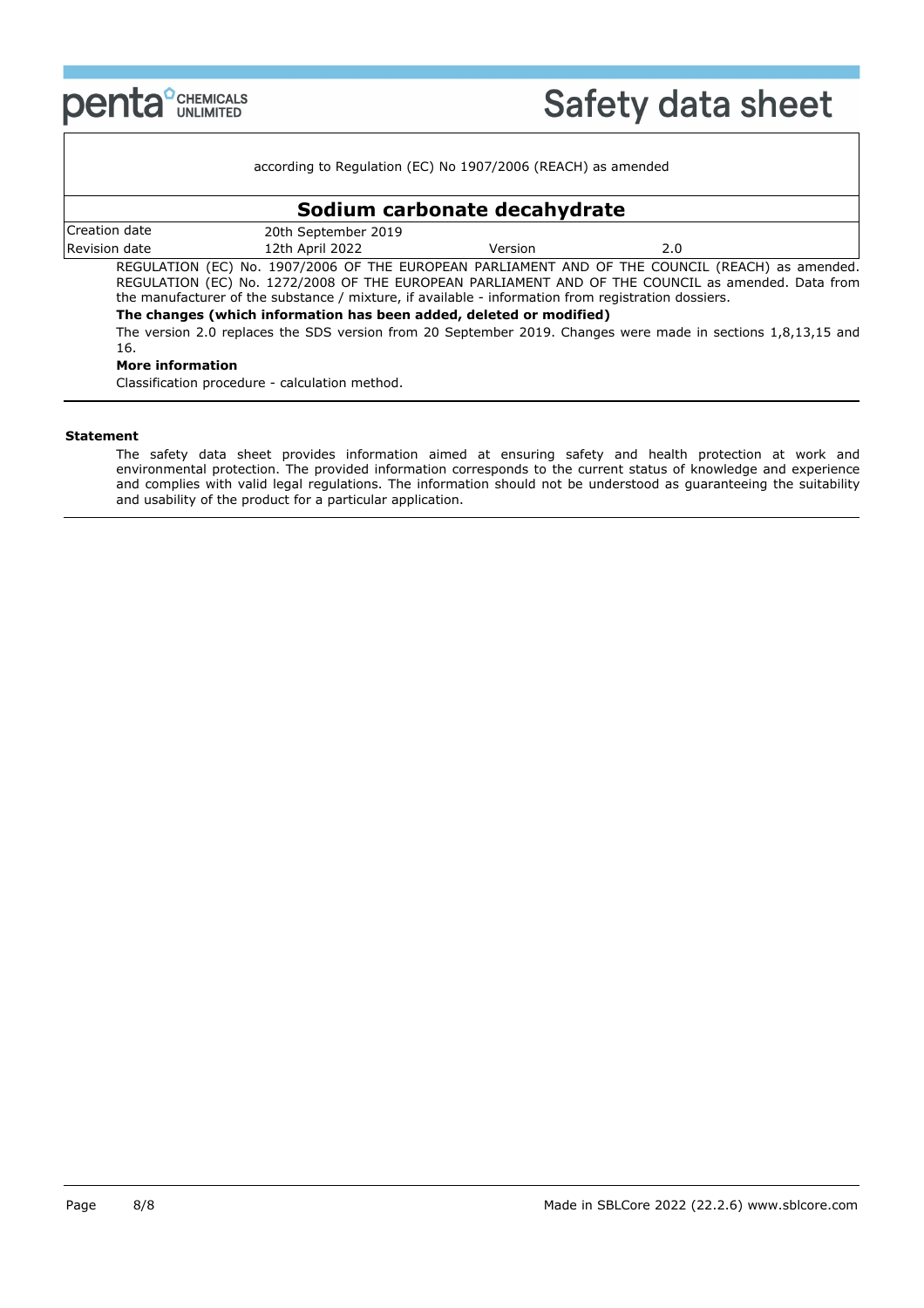according to Regulation (EC) No 1907/2006 (REACH) as amended

# Sodium carbonate decahydrate

| | | | |
|---|---|---|---|
| Creation date | 20th September 2019 | | |
| Revision date | 12th April 2022 | Version | 2.0 |

REGULATION (EC) No. 1907/2006 OF THE EUROPEAN PARLIAMENT AND OF THE COUNCIL (REACH) as amended. REGULATION (EC) No. 1272/2008 OF THE EUROPEAN PARLIAMENT AND OF THE COUNCIL as amended. Data from the manufacturer of the substance / mixture, if available - information from registration dossiers.

**The changes (which information has been added, deleted or modified)**

The version 2.0 replaces the SDS version from 20 September 2019. Changes were made in sections 1,8,13,15 and 16.

**More information**

Classification procedure - calculation method.

**Statement**

The safety data sheet provides information aimed at ensuring safety and health protection at work and environmental protection. The provided information corresponds to the current status of knowledge and experience and complies with valid legal regulations. The information should not be understood as guaranteeing the suitability and usability of the product for a particular application.